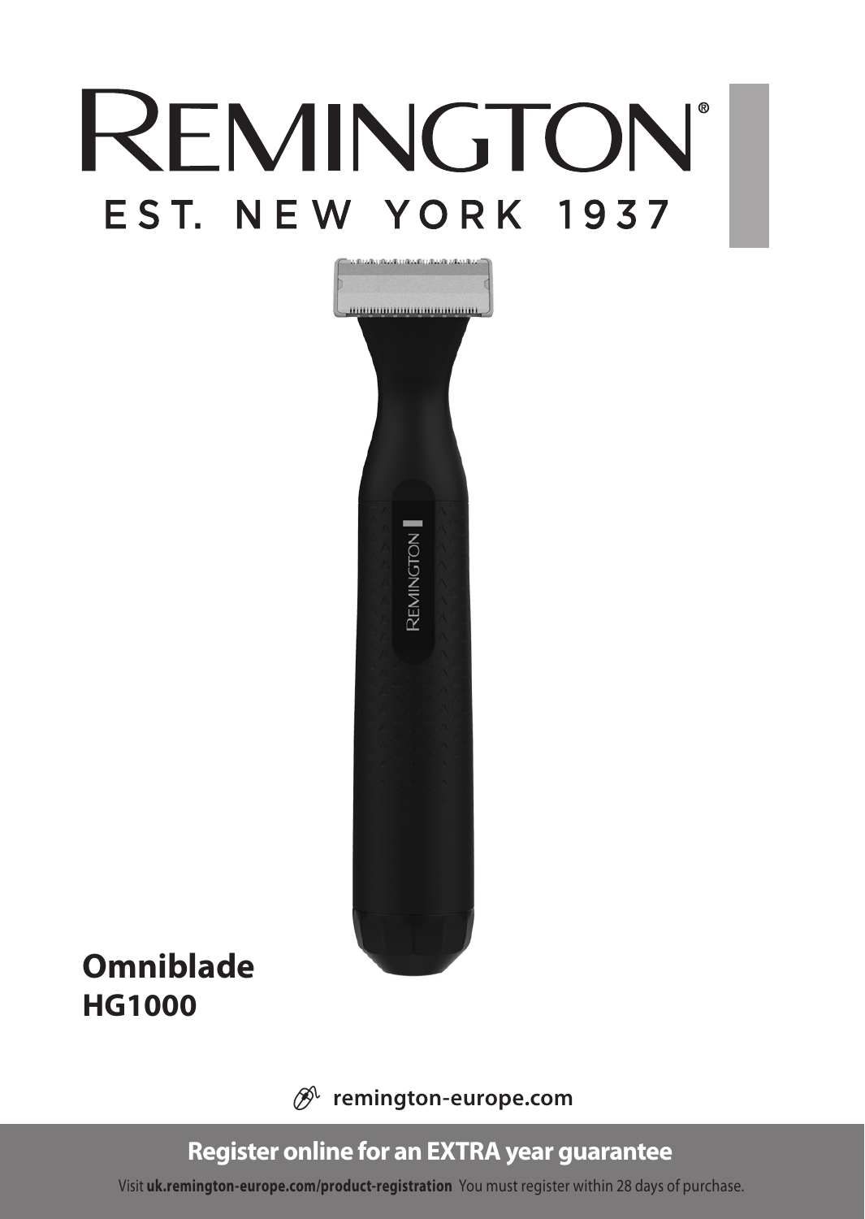# REMINGTON®

EST. NEW YORK 1937

**Omniblade**
**HG1000**

remington-europe.com

**Register online for an EXTRA year guarantee**

Visit **uk.remington-europe.com/product-registration** You must register within 28 days of purchase.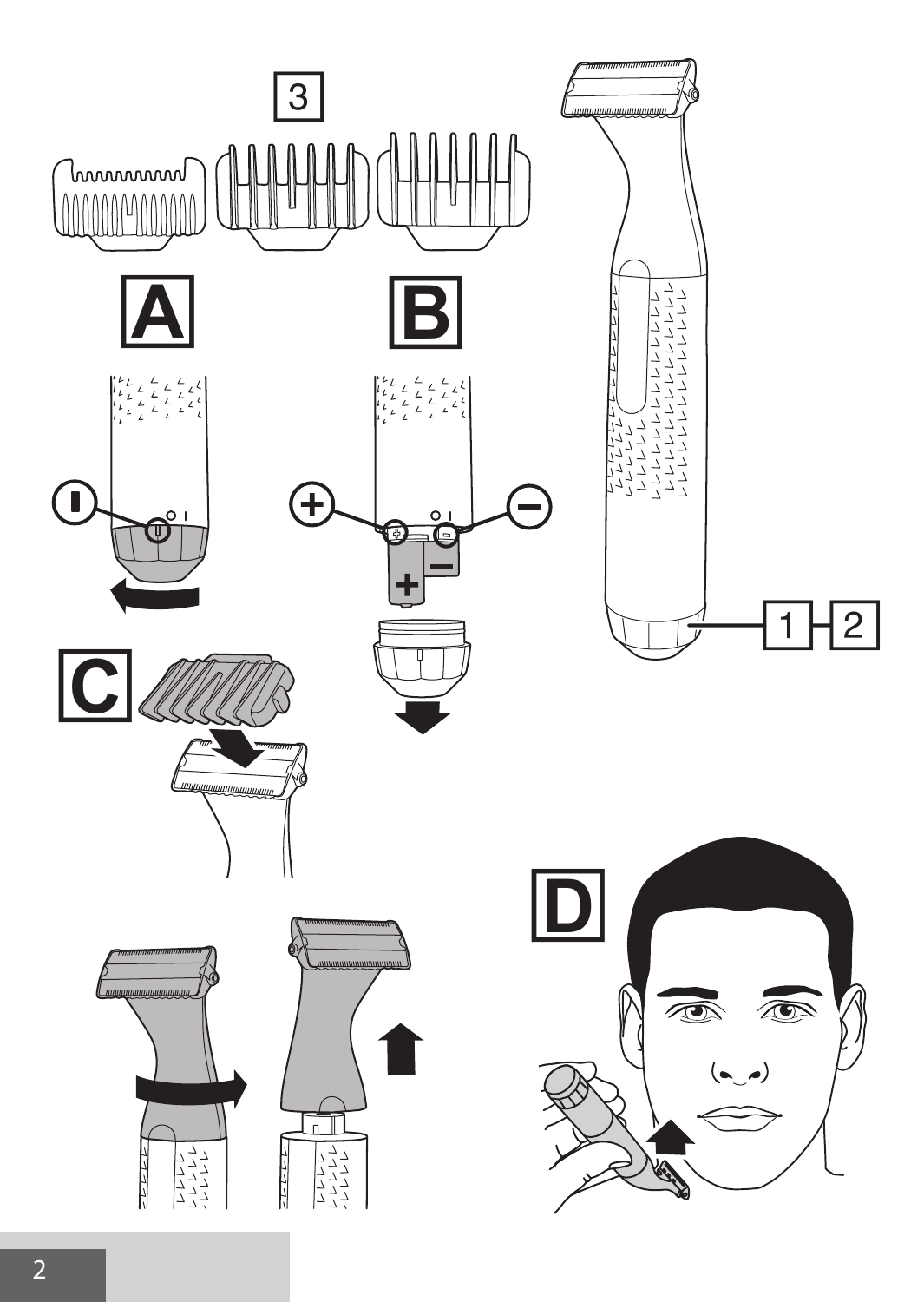3

A

B

C

D

1 2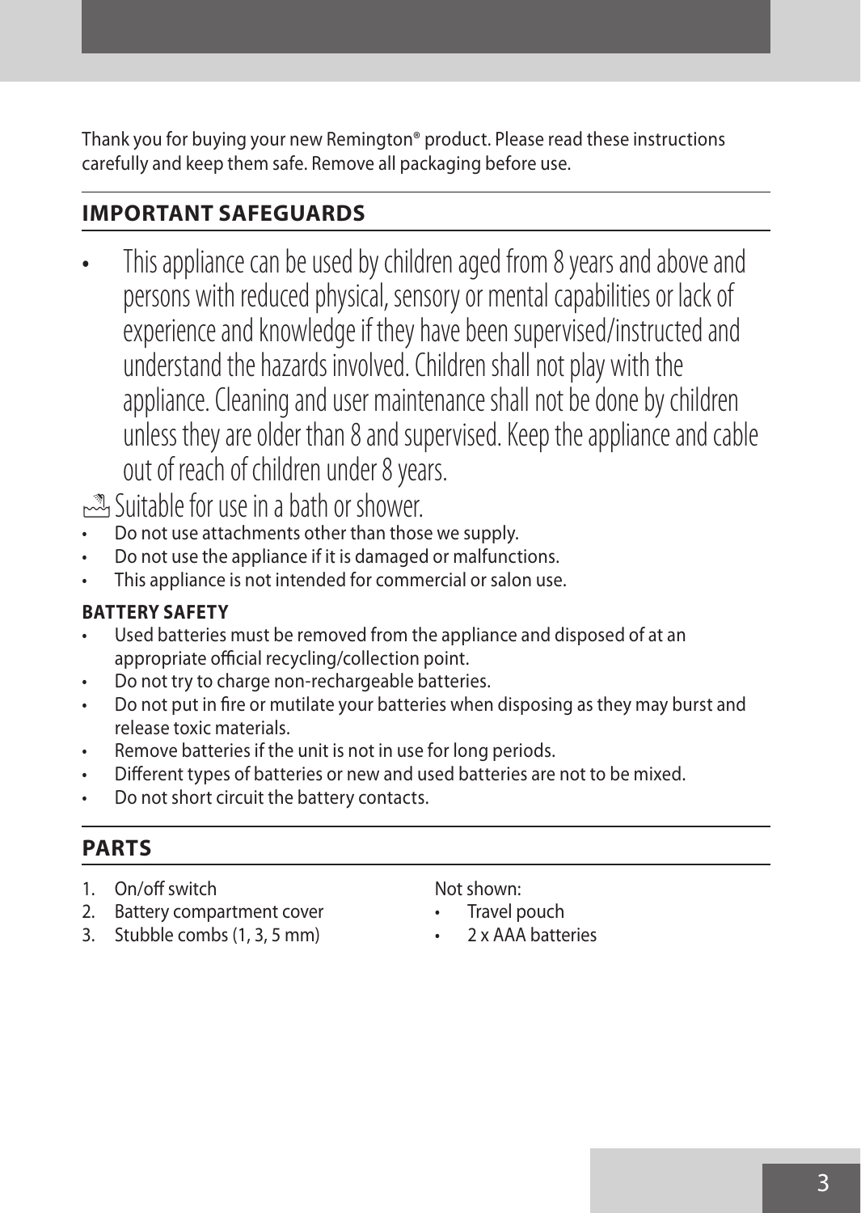Thank you for buying your new Remington® product. Please read these instructions carefully and keep them safe. Remove all packaging before use.

## IMPORTANT SAFEGUARDS

- This appliance can be used by children aged from 8 years and above and persons with reduced physical, sensory or mental capabilities or lack of experience and knowledge if they have been supervised/instructed and understand the hazards involved. Children shall not play with the appliance. Cleaning and user maintenance shall not be done by children unless they are older than 8 and supervised. Keep the appliance and cable out of reach of children under 8 years.

Suitable for use in a bath or shower.

- Do not use attachments other than those we supply.
- Do not use the appliance if it is damaged or malfunctions.
- This appliance is not intended for commercial or salon use.

### BATTERY SAFETY

- Used batteries must be removed from the appliance and disposed of at an appropriate official recycling/collection point.
- Do not try to charge non-rechargeable batteries.
- Do not put in fire or mutilate your batteries when disposing as they may burst and release toxic materials.
- Remove batteries if the unit is not in use for long periods.
- Different types of batteries or new and used batteries are not to be mixed.
- Do not short circuit the battery contacts.

## PARTS

1. On/off switch
2. Battery compartment cover
3. Stubble combs (1, 3, 5 mm)

Not shown:

- Travel pouch
- 2 x AAA batteries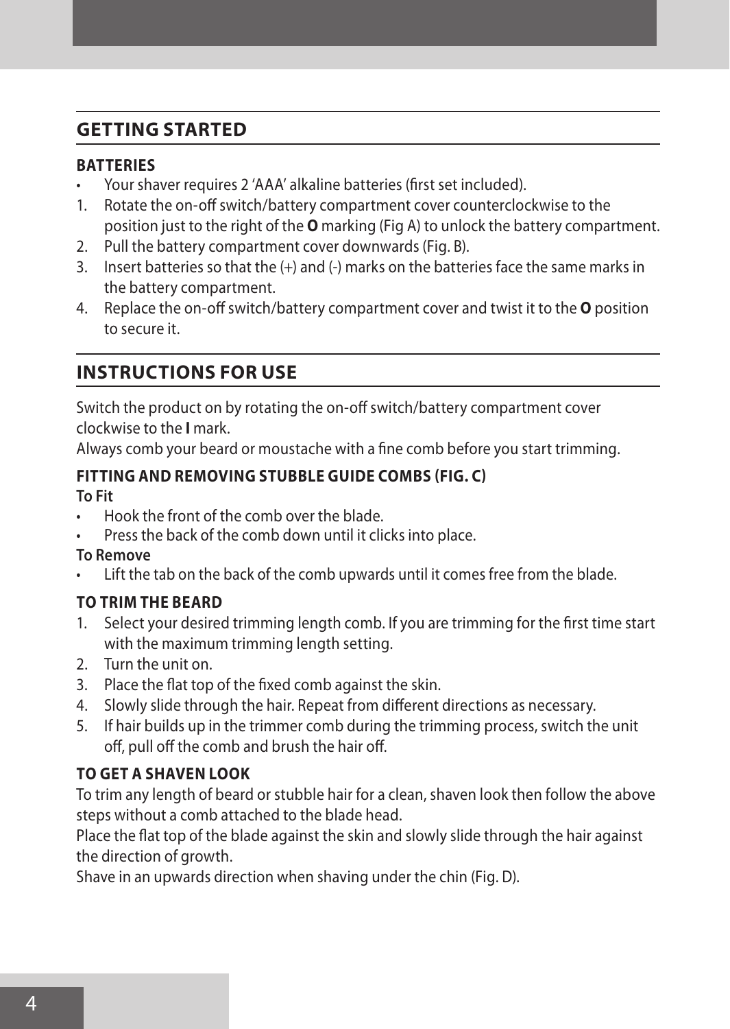## GETTING STARTED

### BATTERIES

- Your shaver requires 2 'AAA' alkaline batteries (first set included).

1. Rotate the on-off switch/battery compartment cover counterclockwise to the position just to the right of the **O** marking (Fig A) to unlock the battery compartment.
2. Pull the battery compartment cover downwards (Fig. B).
3. Insert batteries so that the (+) and (-) marks on the batteries face the same marks in the battery compartment.
4. Replace the on-off switch/battery compartment cover and twist it to the **O** position to secure it.

## INSTRUCTIONS FOR USE

Switch the product on by rotating the on-off switch/battery compartment cover clockwise to the **I** mark.

Always comb your beard or moustache with a fine comb before you start trimming.

### FITTING AND REMOVING STUBBLE GUIDE COMBS (FIG. C)

**To Fit**

- Hook the front of the comb over the blade.
- Press the back of the comb down until it clicks into place.

**To Remove**

- Lift the tab on the back of the comb upwards until it comes free from the blade.

### TO TRIM THE BEARD

1. Select your desired trimming length comb. If you are trimming for the first time start with the maximum trimming length setting.
2. Turn the unit on.
3. Place the flat top of the fixed comb against the skin.
4. Slowly slide through the hair. Repeat from different directions as necessary.
5. If hair builds up in the trimmer comb during the trimming process, switch the unit off, pull off the comb and brush the hair off.

### TO GET A SHAVEN LOOK

To trim any length of beard or stubble hair for a clean, shaven look then follow the above steps without a comb attached to the blade head.

Place the flat top of the blade against the skin and slowly slide through the hair against the direction of growth.

Shave in an upwards direction when shaving under the chin (Fig. D).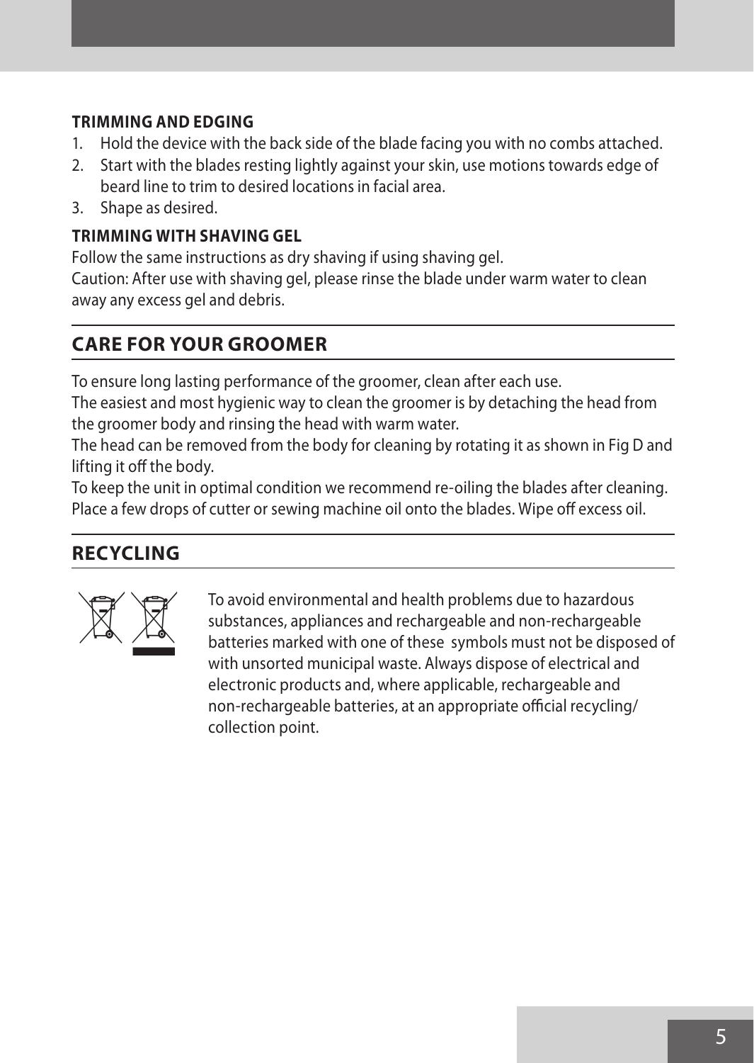### TRIMMING AND EDGING

1. Hold the device with the back side of the blade facing you with no combs attached.
2. Start with the blades resting lightly against your skin, use motions towards edge of beard line to trim to desired locations in facial area.
3. Shape as desired.

### TRIMMING WITH SHAVING GEL

Follow the same instructions as dry shaving if using shaving gel.
Caution: After use with shaving gel, please rinse the blade under warm water to clean away any excess gel and debris.

## CARE FOR YOUR GROOMER

To ensure long lasting performance of the groomer, clean after each use.
The easiest and most hygienic way to clean the groomer is by detaching the head from the groomer body and rinsing the head with warm water.
The head can be removed from the body for cleaning by rotating it as shown in Fig D and lifting it off the body.
To keep the unit in optimal condition we recommend re-oiling the blades after cleaning. Place a few drops of cutter or sewing machine oil onto the blades. Wipe off excess oil.

## RECYCLING

To avoid environmental and health problems due to hazardous substances, appliances and rechargeable and non-rechargeable batteries marked with one of these symbols must not be disposed of with unsorted municipal waste. Always dispose of electrical and electronic products and, where applicable, rechargeable and non-rechargeable batteries, at an appropriate official recycling/collection point.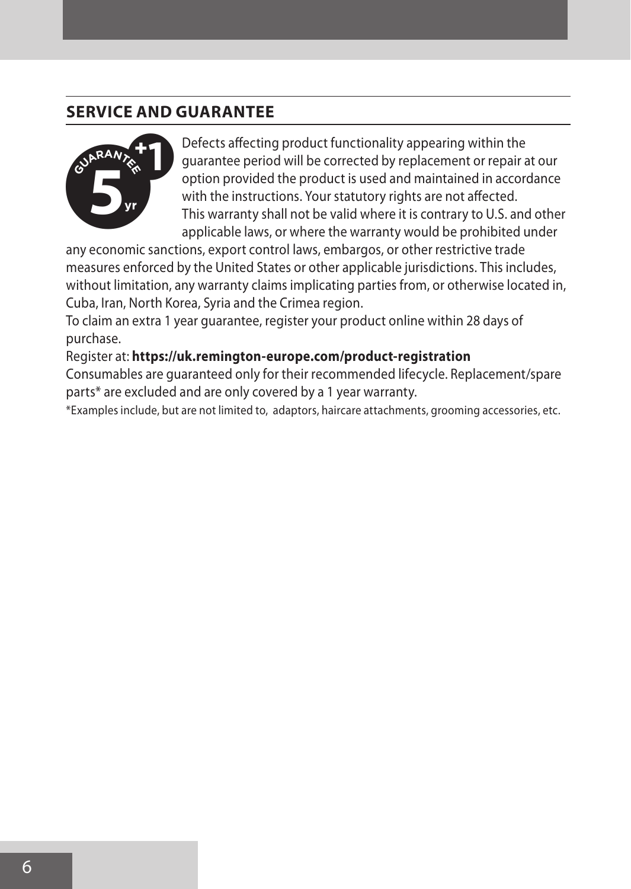## SERVICE AND GUARANTEE

Defects affecting product functionality appearing within the guarantee period will be corrected by replacement or repair at our option provided the product is used and maintained in accordance with the instructions. Your statutory rights are not affected.
This warranty shall not be valid where it is contrary to U.S. and other applicable laws, or where the warranty would be prohibited under any economic sanctions, export control laws, embargos, or other restrictive trade measures enforced by the United States or other applicable jurisdictions. This includes, without limitation, any warranty claims implicating parties from, or otherwise located in, Cuba, Iran, North Korea, Syria and the Crimea region.
To claim an extra 1 year guarantee, register your product online within 28 days of purchase.
Register at: **https://uk.remington-europe.com/product-registration**
Consumables are guaranteed only for their recommended lifecycle. Replacement/spare parts* are excluded and are only covered by a 1 year warranty.

*Examples include, but are not limited to, adaptors, haircare attachments, grooming accessories, etc.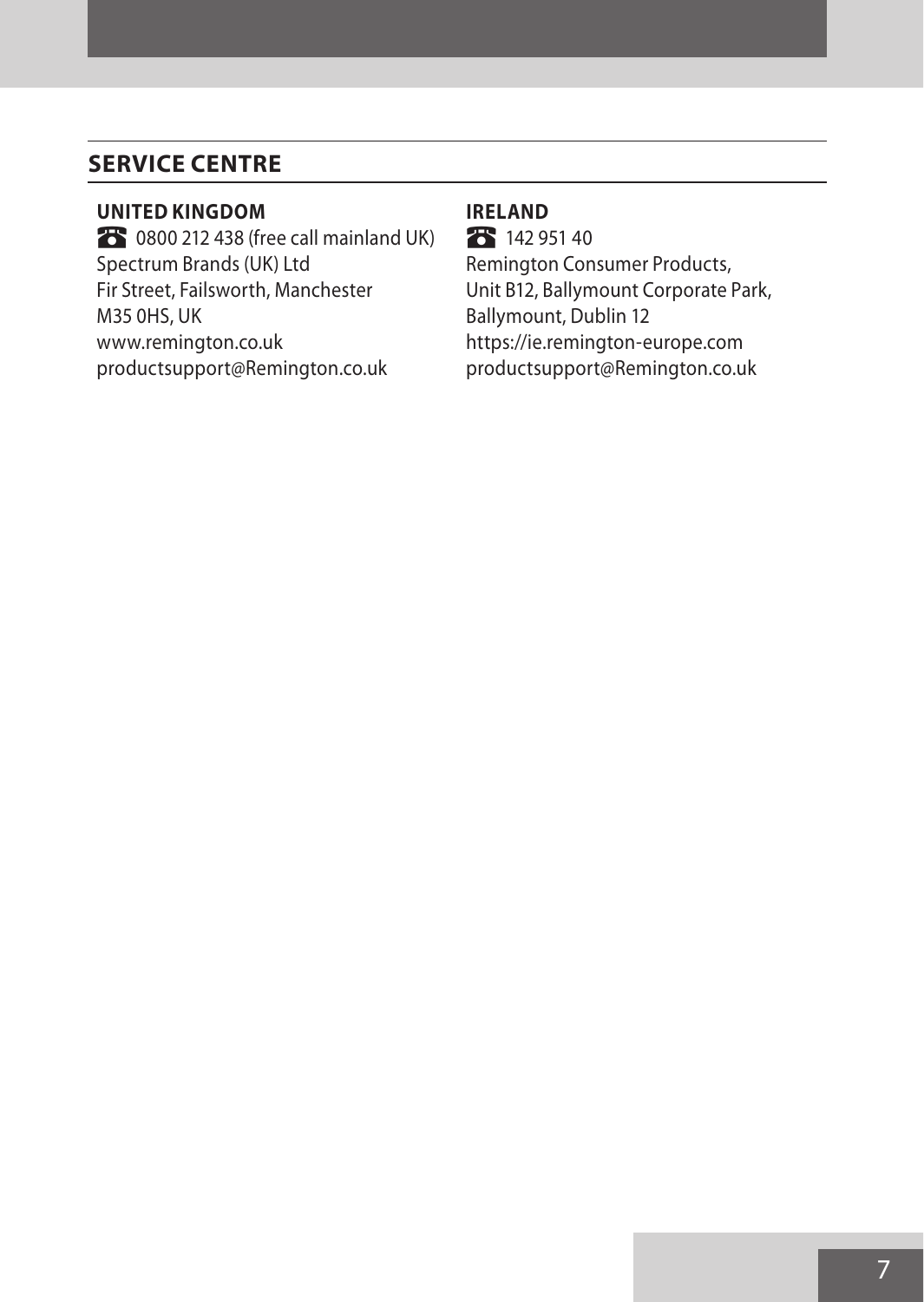## SERVICE CENTRE

### UNITED KINGDOM

☎ 0800 212 438 (free call mainland UK)
Spectrum Brands (UK) Ltd
Fir Street, Failsworth, Manchester
M35 0HS, UK
www.remington.co.uk
productsupport@Remington.co.uk

### IRELAND

☎ 142 951 40
Remington Consumer Products,
Unit B12, Ballymount Corporate Park,
Ballymount, Dublin 12
https://ie.remington-europe.com
productsupport@Remington.co.uk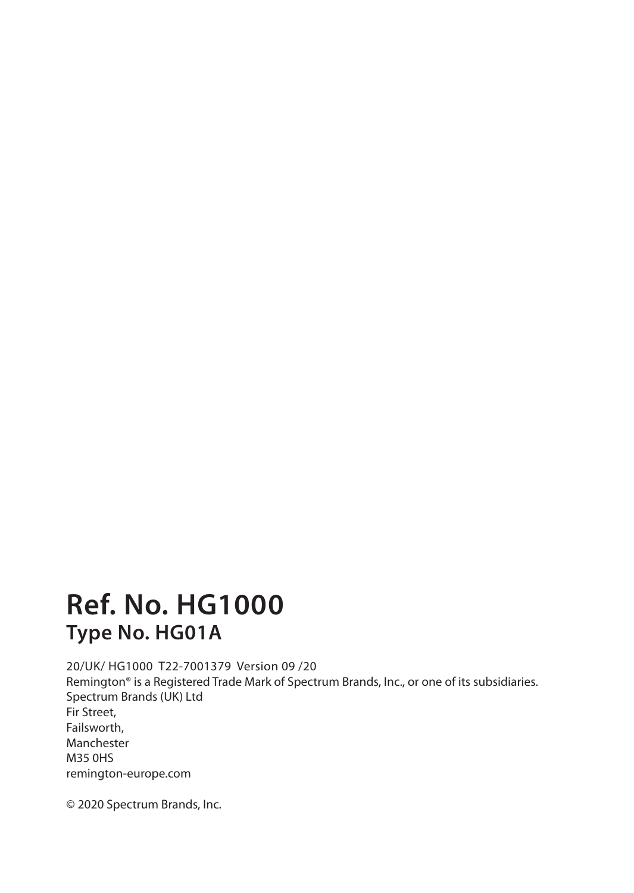# Ref. No. HG1000

## Type No. HG01A

20/UK/ HG1000 T22-7001379 Version 09 /20
Remington® is a Registered Trade Mark of Spectrum Brands, Inc., or one of its subsidiaries.
Spectrum Brands (UK) Ltd
Fir Street,
Failsworth,
Manchester
M35 0HS
remington-europe.com

© 2020 Spectrum Brands, Inc.